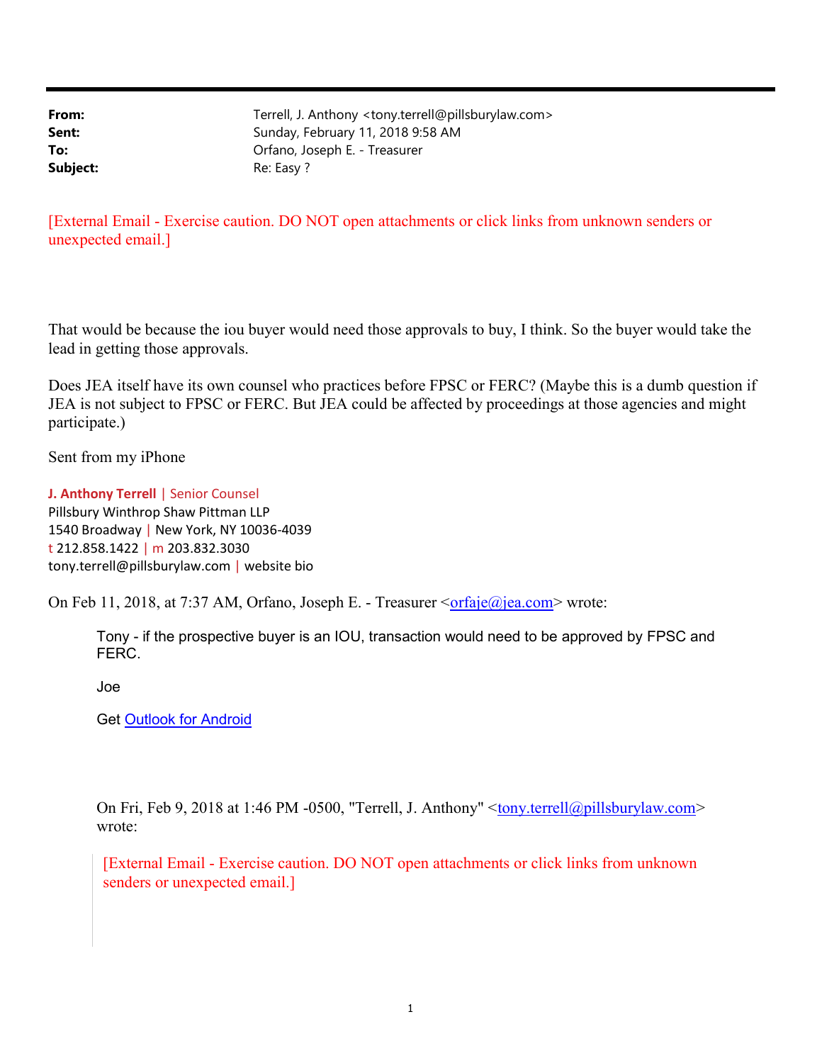**From:** Terrell, J. Anthony <tony.terrell@pillsburylaw.com>
**Sent:** Sunday, February 11, 2018 9:58 AM
**To:** Orfano, Joseph E. - Treasurer
**Subject:** Re: Easy ?

[External Email - Exercise caution. DO NOT open attachments or click links from unknown senders or unexpected email.]

That would be because the iou buyer would need those approvals to buy, I think. So the buyer would take the lead in getting those approvals.

Does JEA itself have its own counsel who practices before FPSC or FERC? (Maybe this is a dumb question if JEA is not subject to FPSC or FERC. But JEA could be affected by proceedings at those agencies and might participate.)

Sent from my iPhone

**J. Anthony Terrell** | Senior Counsel
Pillsbury Winthrop Shaw Pittman LLP
1540 Broadway | New York, NY 10036-4039
t 212.858.1422 | m 203.832.3030
tony.terrell@pillsburylaw.com | website bio

On Feb 11, 2018, at 7:37 AM, Orfano, Joseph E. - Treasurer <orfaje@jea.com> wrote:

> Tony - if the prospective buyer is an IOU, transaction would need to be approved by FPSC and FERC.
>
> Joe
>
> Get Outlook for Android
>
> On Fri, Feb 9, 2018 at 1:46 PM -0500, "Terrell, J. Anthony" <tony.terrell@pillsburylaw.com> wrote:
>
> > [External Email - Exercise caution. DO NOT open attachments or click links from unknown senders or unexpected email.]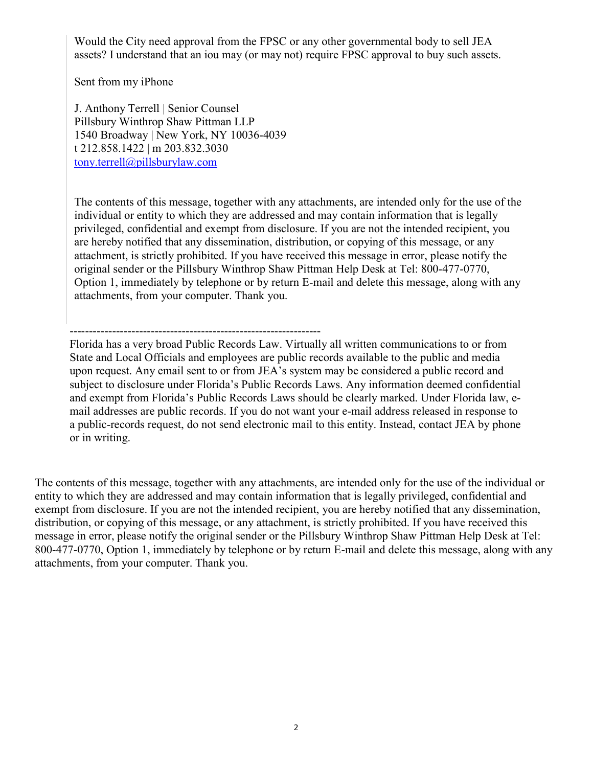Would the City need approval from the FPSC or any other governmental body to sell JEA assets? I understand that an iou may (or may not) require FPSC approval to buy such assets.

Sent from my iPhone

J. Anthony Terrell | Senior Counsel
Pillsbury Winthrop Shaw Pittman LLP
1540 Broadway | New York, NY 10036-4039
t 212.858.1422 | m 203.832.3030
tony.terrell@pillsburylaw.com

The contents of this message, together with any attachments, are intended only for the use of the individual or entity to which they are addressed and may contain information that is legally privileged, confidential and exempt from disclosure. If you are not the intended recipient, you are hereby notified that any dissemination, distribution, or copying of this message, or any attachment, is strictly prohibited. If you have received this message in error, please notify the original sender or the Pillsbury Winthrop Shaw Pittman Help Desk at Tel: 800-477-0770, Option 1, immediately by telephone or by return E-mail and delete this message, along with any attachments, from your computer. Thank you.

-----------------------------------------------------------------

Florida has a very broad Public Records Law. Virtually all written communications to or from State and Local Officials and employees are public records available to the public and media upon request. Any email sent to or from JEA's system may be considered a public record and subject to disclosure under Florida's Public Records Laws. Any information deemed confidential and exempt from Florida's Public Records Laws should be clearly marked. Under Florida law, e-mail addresses are public records. If you do not want your e-mail address released in response to a public-records request, do not send electronic mail to this entity. Instead, contact JEA by phone or in writing.

The contents of this message, together with any attachments, are intended only for the use of the individual or entity to which they are addressed and may contain information that is legally privileged, confidential and exempt from disclosure. If you are not the intended recipient, you are hereby notified that any dissemination, distribution, or copying of this message, or any attachment, is strictly prohibited. If you have received this message in error, please notify the original sender or the Pillsbury Winthrop Shaw Pittman Help Desk at Tel: 800-477-0770, Option 1, immediately by telephone or by return E-mail and delete this message, along with any attachments, from your computer. Thank you.